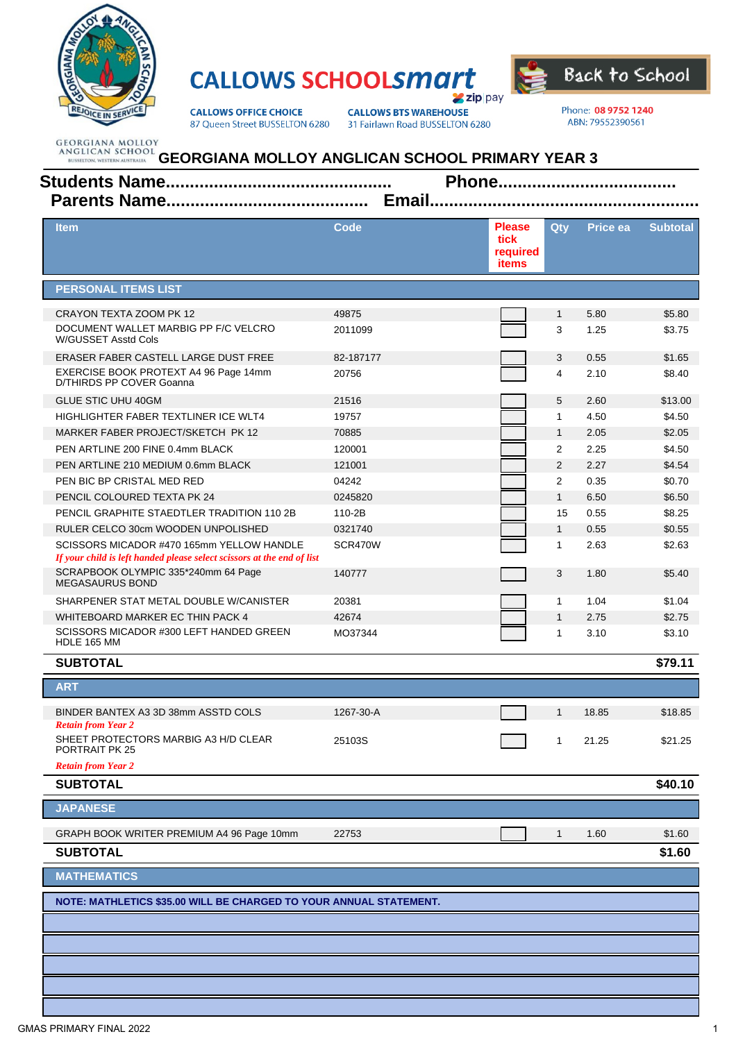CALLOWS SCHOOLsmart

zip pay

**CALLOWS OFFICE CHOICE**
87 Queen Street BUSSELTON 6280

**CALLOWS BTS WAREHOUSE**
31 Fairlawn Road BUSSELTON 6280

Back to School

Phone: 08 9752 1240
ABN: 79552390561

GEORGIANA MOLLOY ANGLICAN SCHOOL
BUSSELTON, WESTERN AUSTRALIA

# GEORGIANA MOLLOY ANGLICAN SCHOOL PRIMARY YEAR 3

**Students Name............................................. Phone....................................**

**Parents Name........................................ Email....................................................**

| Item | Code | Please tick required items | Qty | Price ea | Subtotal |
|---|---|---|---|---|---|
| **PERSONAL ITEMS LIST** | | | | | |
| CRAYON TEXTA ZOOM PK 12 | 49875 | | 1 | 5.80 | $5.80 |
| DOCUMENT WALLET MARBIG PP F/C VELCRO W/GUSSET Asstd Cols | 2011099 | | 3 | 1.25 | $3.75 |
| ERASER FABER CASTELL LARGE DUST FREE | 82-187177 | | 3 | 0.55 | $1.65 |
| EXERCISE BOOK PROTEXT A4 96 Page 14mm D/THIRDS PP COVER Goanna | 20756 | | 4 | 2.10 | $8.40 |
| GLUE STIC UHU 40GM | 21516 | | 5 | 2.60 | $13.00 |
| HIGHLIGHTER FABER TEXTLINER ICE WLT4 | 19757 | | 1 | 4.50 | $4.50 |
| MARKER FABER PROJECT/SKETCH PK 12 | 70885 | | 1 | 2.05 | $2.05 |
| PEN ARTLINE 200 FINE 0.4mm BLACK | 120001 | | 2 | 2.25 | $4.50 |
| PEN ARTLINE 210 MEDIUM 0.6mm BLACK | 121001 | | 2 | 2.27 | $4.54 |
| PEN BIC BP CRISTAL MED RED | 04242 | | 2 | 0.35 | $0.70 |
| PENCIL COLOURED TEXTA PK 24 | 0245820 | | 1 | 6.50 | $6.50 |
| PENCIL GRAPHITE STAEDTLER TRADITION 110 2B | 110-2B | | 15 | 0.55 | $8.25 |
| RULER CELCO 30cm WOODEN UNPOLISHED | 0321740 | | 1 | 0.55 | $0.55 |
| SCISSORS MICADOR #470 165mm YELLOW HANDLE *If your child is left handed please select scissors at the end of list* | SCR470W | | 1 | 2.63 | $2.63 |
| SCRAPBOOK OLYMPIC 335*240mm 64 Page MEGASAURUS BOND | 140777 | | 3 | 1.80 | $5.40 |
| SHARPENER STAT METAL DOUBLE W/CANISTER | 20381 | | 1 | 1.04 | $1.04 |
| WHITEBOARD MARKER EC THIN PACK 4 | 42674 | | 1 | 2.75 | $2.75 |
| SCISSORS MICADOR #300 LEFT HANDED GREEN HDLE 165 MM | MO37344 | | 1 | 3.10 | $3.10 |
| **SUBTOTAL** | | | | | **$79.11** |
| **ART** | | | | | |
| BINDER BANTEX A3 3D 38mm ASSTD COLS *Retain from Year 2* | 1267-30-A | | 1 | 18.85 | $18.85 |
| SHEET PROTECTORS MARBIG A3 H/D CLEAR PORTRAIT PK 25 *Retain from Year 2* | 25103S | | 1 | 21.25 | $21.25 |
| **SUBTOTAL** | | | | | **$40.10** |
| **JAPANESE** | | | | | |
| GRAPH BOOK WRITER PREMIUM A4 96 Page 10mm | 22753 | | 1 | 1.60 | $1.60 |
| **SUBTOTAL** | | | | | **$1.60** |
| **MATHEMATICS** | | | | | |
| **NOTE: MATHLETICS $35.00 WILL BE CHARGED TO YOUR ANNUAL STATEMENT.** | | | | | |

GMAS PRIMARY FINAL 2022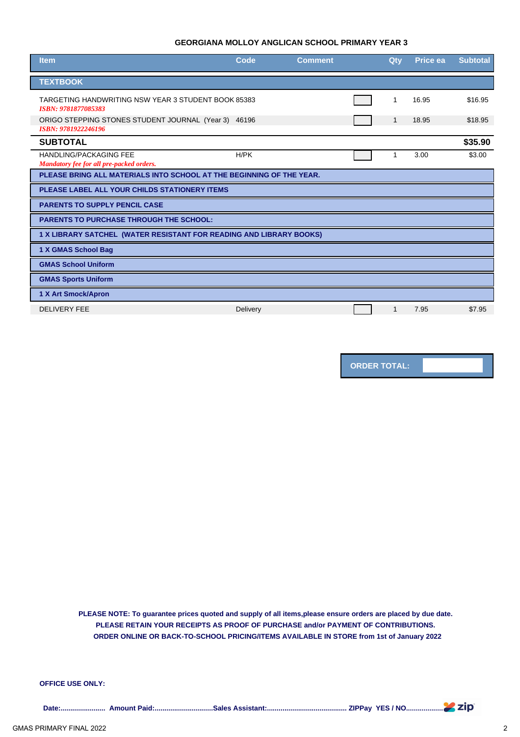# GEORGIANA MOLLOY ANGLICAN SCHOOL PRIMARY YEAR 3

| Item | Code | Comment | Qty | Price ea | Subtotal |
|---|---|---|---|---|---|
| **TEXTBOOK** | | | | | |
| TARGETING HANDWRITING NSW YEAR 3 STUDENT BOOK *ISBN: 9781877085383* | 85383 | | 1 | 16.95 | $16.95 |
| ORIGO STEPPING STONES STUDENT JOURNAL (Year 3) *ISBN: 9781922246196* | 46196 | | 1 | 18.95 | $18.95 |
| **SUBTOTAL** | | | | | **$35.90** |
| HANDLING/PACKAGING FEE *Mandatory fee for all pre-packed orders.* | H/PK | | 1 | 3.00 | $3.00 |
| **PLEASE BRING ALL MATERIALS INTO SCHOOL AT THE BEGINNING OF THE YEAR.** | | | | | |
| **PLEASE LABEL ALL YOUR CHILDS STATIONERY ITEMS** | | | | | |
| **PARENTS TO SUPPLY PENCIL CASE** | | | | | |
| **PARENTS TO PURCHASE THROUGH THE SCHOOL:** | | | | | |
| **1 X LIBRARY SATCHEL (WATER RESISTANT FOR READING AND LIBRARY BOOKS)** | | | | | |
| **1 X GMAS School Bag** | | | | | |
| **GMAS School Uniform** | | | | | |
| **GMAS Sports Uniform** | | | | | |
| **1 X Art Smock/Apron** | | | | | |
| DELIVERY FEE | Delivery | | 1 | 7.95 | $7.95 |

**ORDER TOTAL:**

**PLEASE NOTE: To guarantee prices quoted and supply of all items,please ensure orders are placed by due date.**
**PLEASE RETAIN YOUR RECEIPTS AS PROOF OF PURCHASE and/or PAYMENT OF CONTRIBUTIONS.**
**ORDER ONLINE OR BACK-TO-SCHOOL PRICING/ITEMS AVAILABLE IN STORE from 1st of January 2022**

**OFFICE USE ONLY:**

**Date:...................... Amount Paid:............................Sales Assistant:........................................ ZIPPay YES / NO..................** zip